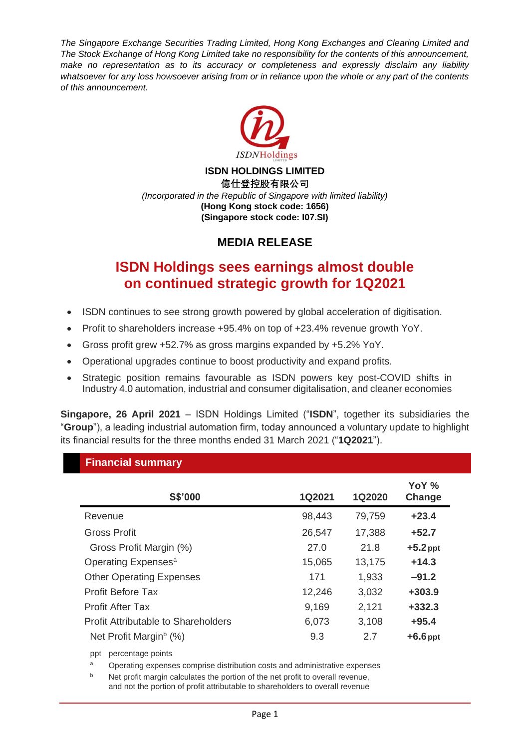*The Singapore Exchange Securities Trading Limited, Hong Kong Exchanges and Clearing Limited and The Stock Exchange of Hong Kong Limited take no responsibility for the contents of this announcement, make no representation as to its accuracy or completeness and expressly disclaim any liability whatsoever for any loss howsoever arising from or in reliance upon the whole or any part of the contents of this announcement.*

**ISDN HOLDINGS LIMITED**
**億仕登控股有限公司**
*(Incorporated in the Republic of Singapore with limited liability)*
**(Hong Kong stock code: 1656)**
**(Singapore stock code: I07.SI)**

## MEDIA RELEASE

# ISDN Holdings sees earnings almost double on continued strategic growth for 1Q2021

- ISDN continues to see strong growth powered by global acceleration of digitisation.
- Profit to shareholders increase +95.4% on top of +23.4% revenue growth YoY.
- Gross profit grew +52.7% as gross margins expanded by +5.2% YoY.
- Operational upgrades continue to boost productivity and expand profits.
- Strategic position remains favourable as ISDN powers key post-COVID shifts in Industry 4.0 automation, industrial and consumer digitalisation, and cleaner economies

**Singapore, 26 April 2021** – ISDN Holdings Limited ("**ISDN**", together its subsidiaries the "**Group**"), a leading industrial automation firm, today announced a voluntary update to highlight its financial results for the three months ended 31 March 2021 ("**1Q2021**").

## Financial summary

| S$'000 | 1Q2021 | 1Q2020 | YoY % Change |
|---|---|---|---|
| Revenue | 98,443 | 79,759 | **+23.4** |
| Gross Profit | 26,547 | 17,388 | **+52.7** |
| Gross Profit Margin (%) | 27.0 | 21.8 | **+5.2 ppt** |
| Operating Expenses[a] | 15,065 | 13,175 | **+14.3** |
| Other Operating Expenses | 171 | 1,933 | **–91.2** |
| Profit Before Tax | 12,246 | 3,032 | **+303.9** |
| Profit After Tax | 9,169 | 2,121 | **+332.3** |
| Profit Attributable to Shareholders | 6,073 | 3,108 | **+95.4** |
| Net Profit Margin[b] (%) | 9.3 | 2.7 | **+6.6 ppt** |

ppt percentage points

[a] Operating expenses comprise distribution costs and administrative expenses

[b] Net profit margin calculates the portion of the net profit to overall revenue, and not the portion of profit attributable to shareholders to overall revenue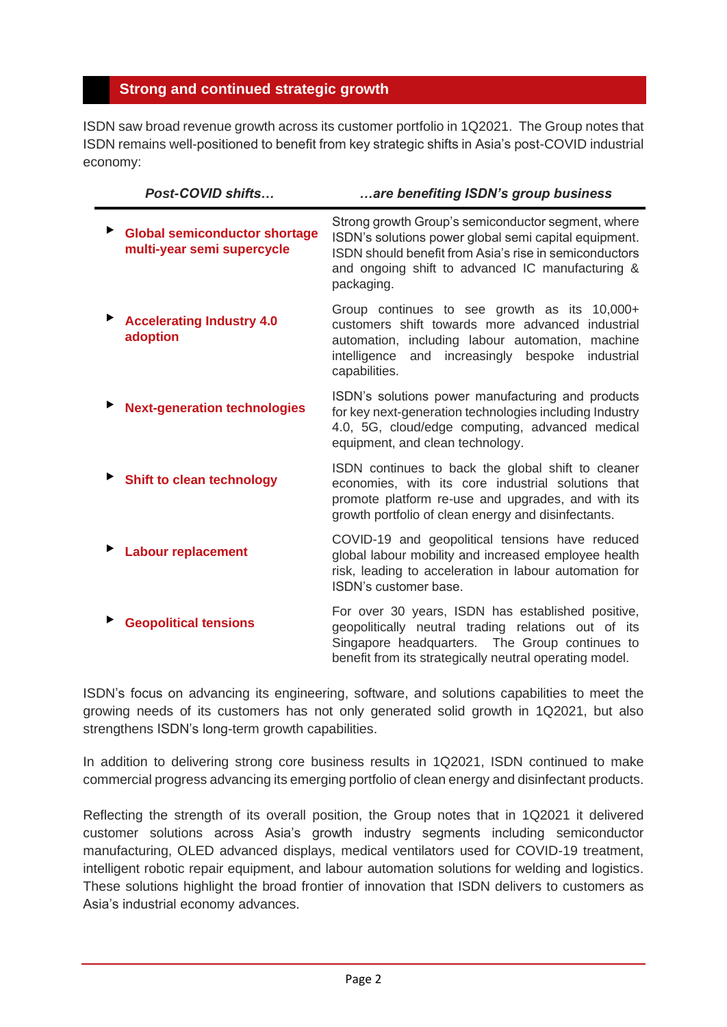## Strong and continued strategic growth

ISDN saw broad revenue growth across its customer portfolio in 1Q2021. The Group notes that ISDN remains well-positioned to benefit from key strategic shifts in Asia's post-COVID industrial economy:

| *Post-COVID shifts…* | *…are benefiting ISDN's group business* |
|---|---|
| **Global semiconductor shortage multi-year semi supercycle** | Strong growth Group's semiconductor segment, where ISDN's solutions power global semi capital equipment. ISDN should benefit from Asia's rise in semiconductors and ongoing shift to advanced IC manufacturing & packaging. |
| **Accelerating Industry 4.0 adoption** | Group continues to see growth as its 10,000+ customers shift towards more advanced industrial automation, including labour automation, machine intelligence and increasingly bespoke industrial capabilities. |
| **Next-generation technologies** | ISDN's solutions power manufacturing and products for key next-generation technologies including Industry 4.0, 5G, cloud/edge computing, advanced medical equipment, and clean technology. |
| **Shift to clean technology** | ISDN continues to back the global shift to cleaner economies, with its core industrial solutions that promote platform re-use and upgrades, and with its growth portfolio of clean energy and disinfectants. |
| **Labour replacement** | COVID-19 and geopolitical tensions have reduced global labour mobility and increased employee health risk, leading to acceleration in labour automation for ISDN's customer base. |
| **Geopolitical tensions** | For over 30 years, ISDN has established positive, geopolitically neutral trading relations out of its Singapore headquarters. The Group continues to benefit from its strategically neutral operating model. |

ISDN's focus on advancing its engineering, software, and solutions capabilities to meet the growing needs of its customers has not only generated solid growth in 1Q2021, but also strengthens ISDN's long-term growth capabilities.

In addition to delivering strong core business results in 1Q2021, ISDN continued to make commercial progress advancing its emerging portfolio of clean energy and disinfectant products.

Reflecting the strength of its overall position, the Group notes that in 1Q2021 it delivered customer solutions across Asia's growth industry segments including semiconductor manufacturing, OLED advanced displays, medical ventilators used for COVID-19 treatment, intelligent robotic repair equipment, and labour automation solutions for welding and logistics. These solutions highlight the broad frontier of innovation that ISDN delivers to customers as Asia's industrial economy advances.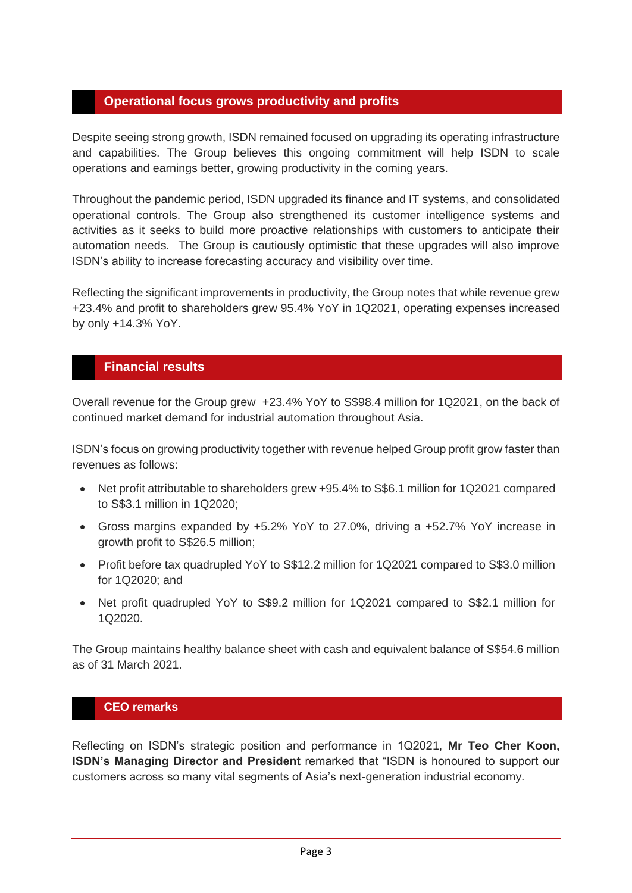## Operational focus grows productivity and profits

Despite seeing strong growth, ISDN remained focused on upgrading its operating infrastructure and capabilities. The Group believes this ongoing commitment will help ISDN to scale operations and earnings better, growing productivity in the coming years.

Throughout the pandemic period, ISDN upgraded its finance and IT systems, and consolidated operational controls. The Group also strengthened its customer intelligence systems and activities as it seeks to build more proactive relationships with customers to anticipate their automation needs. The Group is cautiously optimistic that these upgrades will also improve ISDN's ability to increase forecasting accuracy and visibility over time.

Reflecting the significant improvements in productivity, the Group notes that while revenue grew +23.4% and profit to shareholders grew 95.4% YoY in 1Q2021, operating expenses increased by only +14.3% YoY.

## Financial results

Overall revenue for the Group grew +23.4% YoY to S$98.4 million for 1Q2021, on the back of continued market demand for industrial automation throughout Asia.

ISDN's focus on growing productivity together with revenue helped Group profit grow faster than revenues as follows:

- Net profit attributable to shareholders grew +95.4% to S$6.1 million for 1Q2021 compared to S$3.1 million in 1Q2020;
- Gross margins expanded by +5.2% YoY to 27.0%, driving a +52.7% YoY increase in growth profit to S$26.5 million;
- Profit before tax quadrupled YoY to S$12.2 million for 1Q2021 compared to S$3.0 million for 1Q2020; and
- Net profit quadrupled YoY to S$9.2 million for 1Q2021 compared to S$2.1 million for 1Q2020.

The Group maintains healthy balance sheet with cash and equivalent balance of S$54.6 million as of 31 March 2021.

## CEO remarks

Reflecting on ISDN's strategic position and performance in 1Q2021, **Mr Teo Cher Koon, ISDN's Managing Director and President** remarked that "ISDN is honoured to support our customers across so many vital segments of Asia's next-generation industrial economy.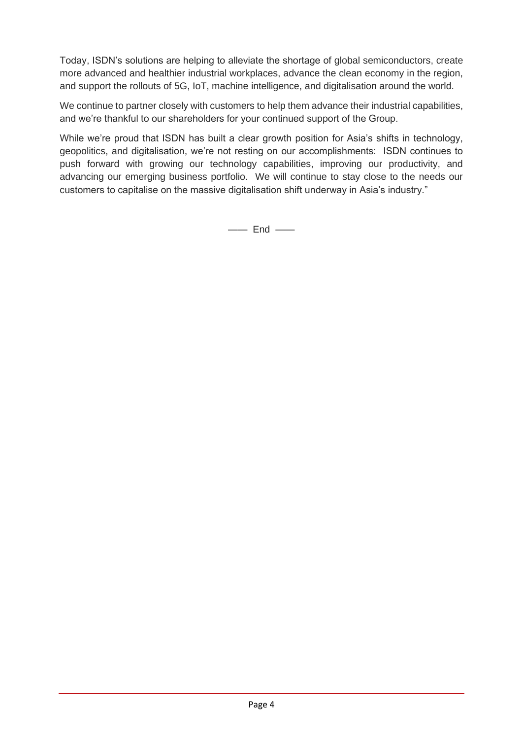Today, ISDN's solutions are helping to alleviate the shortage of global semiconductors, create more advanced and healthier industrial workplaces, advance the clean economy in the region, and support the rollouts of 5G, IoT, machine intelligence, and digitalisation around the world.

We continue to partner closely with customers to help them advance their industrial capabilities, and we're thankful to our shareholders for your continued support of the Group.

While we're proud that ISDN has built a clear growth position for Asia's shifts in technology, geopolitics, and digitalisation, we're not resting on our accomplishments: ISDN continues to push forward with growing our technology capabilities, improving our productivity, and advancing our emerging business portfolio. We will continue to stay close to the needs our customers to capitalise on the massive digitalisation shift underway in Asia's industry."

—— End ——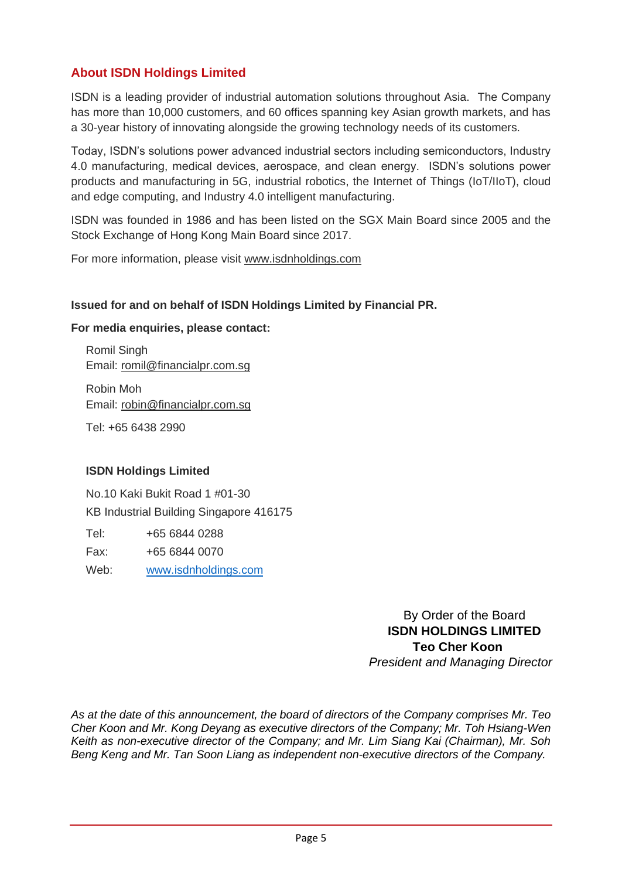## About ISDN Holdings Limited

ISDN is a leading provider of industrial automation solutions throughout Asia. The Company has more than 10,000 customers, and 60 offices spanning key Asian growth markets, and has a 30-year history of innovating alongside the growing technology needs of its customers.

Today, ISDN's solutions power advanced industrial sectors including semiconductors, Industry 4.0 manufacturing, medical devices, aerospace, and clean energy. ISDN's solutions power products and manufacturing in 5G, industrial robotics, the Internet of Things (IoT/IIoT), cloud and edge computing, and Industry 4.0 intelligent manufacturing.

ISDN was founded in 1986 and has been listed on the SGX Main Board since 2005 and the Stock Exchange of Hong Kong Main Board since 2017.

For more information, please visit www.isdnholdings.com

**Issued for and on behalf of ISDN Holdings Limited by Financial PR.**

**For media enquiries, please contact:**

Romil Singh
Email: romil@financialpr.com.sg

Robin Moh
Email: robin@financialpr.com.sg

Tel: +65 6438 2990

**ISDN Holdings Limited**

No.10 Kaki Bukit Road 1 #01-30
KB Industrial Building Singapore 416175

Tel: +65 6844 0288
Fax: +65 6844 0070
Web: www.isdnholdings.com

By Order of the Board
**ISDN HOLDINGS LIMITED**
**Teo Cher Koon**
*President and Managing Director*

*As at the date of this announcement, the board of directors of the Company comprises Mr. Teo Cher Koon and Mr. Kong Deyang as executive directors of the Company; Mr. Toh Hsiang-Wen Keith as non-executive director of the Company; and Mr. Lim Siang Kai (Chairman), Mr. Soh Beng Keng and Mr. Tan Soon Liang as independent non-executive directors of the Company.*